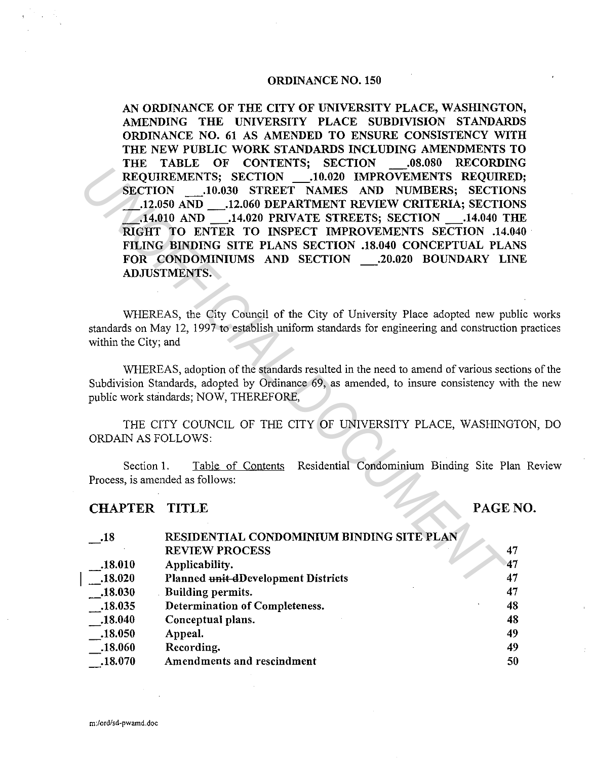# ORDINANCE NO. 150

**AN ORDINANCE OF THE CITY OF UNIVERSITY PLACE, WASHINGTON, AMENDING THE UNIVERSITY PLACE SUBDIVISION STANDARDS ORDINANCE NO. 61 AS AMENDED TO ENSURE CONSISTENCY WITH THE NEW PUBLIC WORK STANDARDS INCLUDING AMENDMENTS TO THE TABLE OF CONTENTS; SECTION \_\_\_.08.080 RECORDING REQUIREMENTS; SECTION \_\_\_.10.020 IMPROVEMENTS REQUIRED; SECTION \_\_\_.10.030 STREET NAMES AND NUMBERS; SECTIONS \_\_\_.12.050 AND \_\_\_.12.060 DEPARTMENT REVIEW CRITERIA; SECTIONS \_\_\_.14.010 AND \_\_\_.14.020 PRIVATE STREETS; SECTION \_\_\_.14.040 THE RIGHT TO ENTER TO INSPECT IMPROVEMENTS SECTION .14.040 FILING BINDING SITE PLANS SECTION .18.040 CONCEPTUAL PLANS FOR CONDOMINIUMS AND SECTION \_\_\_.20.020 BOUNDARY LINE ADJUSTMENTS.**

WHEREAS, the City Council of the City of University Place adopted new public works standards on May 12, 1997 to establish uniform standards for engineering and construction practices within the City; and

WHEREAS, adoption of the standards resulted in the need to amend of various sections of the Subdivision Standards, adopted by Ordinance 69, as amended, to insure consistency with the new public work standards; NOW, THEREFORE,

THE CITY COUNCIL OF THE CITY OF UNIVERSITY PLACE, WASHINGTON, DO ORDAIN AS FOLLOWS:

Section 1. Table of Contents Residential Condominium Binding Site Plan Review Process, is amended as follows:

| CHAPTER | TITLE | PAGE NO. |
|---|---|---|
| \_\_.18 | RESIDENTIAL CONDOMINIUM BINDING SITE PLAN REVIEW PROCESS | 47 |
| \_\_.18.010 | Applicability. | 47 |
| \_\_.18.020 | Planned ~~unit d~~Development Districts | 47 |
| \_\_.18.030 | Building permits. | 47 |
| \_\_.18.035 | Determination of Completeness. | 48 |
| \_\_.18.040 | Conceptual plans. | 48 |
| \_\_.18.050 | Appeal. | 49 |
| \_\_.18.060 | Recording. | 49 |
| \_\_.18.070 | Amendments and rescindment | 50 |

m:/ord/sd-pwamd.doc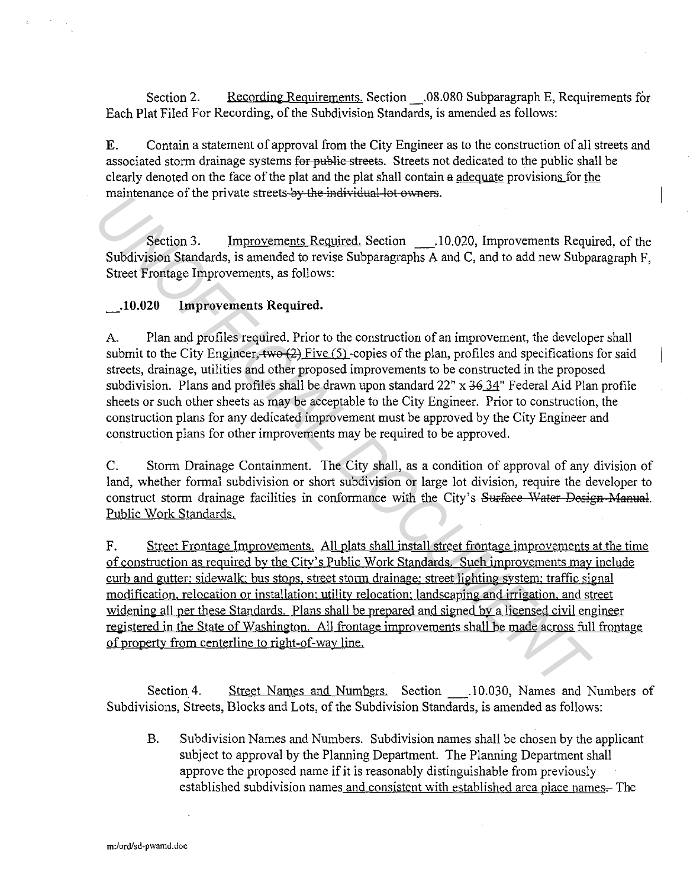Section 2. Recording Requirements. Section __.08.080 Subparagraph E, Requirements for Each Plat Filed For Recording, of the Subdivision Standards, is amended as follows:

E. Contain a statement of approval from the City Engineer as to the construction of all streets and associated storm drainage systems ~~for public streets~~. Streets not dedicated to the public shall be clearly denoted on the face of the plat and the plat shall contain ~~a~~ adequate provisions for the maintenance of the private streets ~~by the individual lot owners~~.

Section 3. Improvements Required. Section ___.10.020, Improvements Required, of the Subdivision Standards, is amended to revise Subparagraphs A and C, and to add new Subparagraph F, Street Frontage Improvements, as follows:

**__.10.020 Improvements Required.**

A. Plan and profiles required. Prior to the construction of an improvement, the developer shall submit to the City Engineer, ~~two (2)~~ Five (5) copies of the plan, profiles and specifications for said streets, drainage, utilities and other proposed improvements to be constructed in the proposed subdivision. Plans and profiles shall be drawn upon standard 22" x ~~36~~ 34" Federal Aid Plan profile sheets or such other sheets as may be acceptable to the City Engineer. Prior to construction, the construction plans for any dedicated improvement must be approved by the City Engineer and construction plans for other improvements may be required to be approved.

C. Storm Drainage Containment. The City shall, as a condition of approval of any division of land, whether formal subdivision or short subdivision or large lot division, require the developer to construct storm drainage facilities in conformance with the City's ~~Surface Water Design Manual~~. Public Work Standards.

F. Street Frontage Improvements. All plats shall install street frontage improvements at the time of construction as required by the City's Public Work Standards. Such improvements may include curb and gutter; sidewalk; bus stops, street storm drainage; street lighting system; traffic signal modification, relocation or installation; utility relocation; landscaping and irrigation, and street widening all per these Standards. Plans shall be prepared and signed by a licensed civil engineer registered in the State of Washington. All frontage improvements shall be made across full frontage of property from centerline to right-of-way line.

Section 4. Street Names and Numbers. Section ___.10.030, Names and Numbers of Subdivisions, Streets, Blocks and Lots, of the Subdivision Standards, is amended as follows:

B. Subdivision Names and Numbers. Subdivision names shall be chosen by the applicant subject to approval by the Planning Department. The Planning Department shall approve the proposed name if it is reasonably distinguishable from previously established subdivision names and consistent with established area place names~~.~~ The

m:/ord/sd-pwamd.doc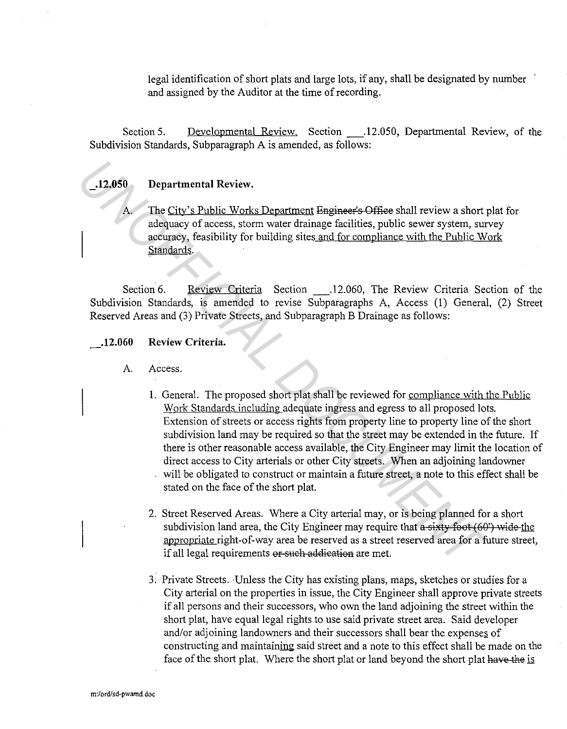legal identification of short plats and large lots, if any, shall be designated by number and assigned by the Auditor at the time of recording.

Section 5. Developmental Review. Section ___.12.050, Departmental Review, of the Subdivision Standards, Subparagraph A is amended, as follows:

**_.12.050 Departmental Review.**

A. The City's Public Works Department ~~Engineer's Office~~ shall review a short plat for adequacy of access, storm water drainage facilities, public sewer system, survey accuracy, feasibility for building sites and for compliance with the Public Work Standards.

Section 6. Review Criteria Section ___.12.060, The Review Criteria Section of the Subdivision Standards, is amended to revise Subparagraphs A, Access (1) General, (2) Street Reserved Areas and (3) Private Streets, and Subparagraph B Drainage as follows:

**_.12.060 Review Criteria.**

A. Access.

1. General. The proposed short plat shall be reviewed for compliance with the Public Work Standards including adequate ingress and egress to all proposed lots. Extension of streets or access rights from property line to property line of the short subdivision land may be required so that the street may be extended in the future. If there is other reasonable access available, the City Engineer may limit the location of direct access to City arterials or other City streets. When an adjoining landowner will be obligated to construct or maintain a future street, a note to this effect shall be stated on the face of the short plat.

2. Street Reserved Areas. Where a City arterial may, or is being planned for a short subdivision land area, the City Engineer may require that ~~a sixty foot (60') wide~~ the appropriate right-of-way area be reserved as a street reserved area for a future street, if all legal requirements ~~or such addication~~ are met.

3. Private Streets. Unless the City has existing plans, maps, sketches or studies for a City arterial on the properties in issue, the City Engineer shall approve private streets if all persons and their successors, who own the land adjoining the street within the short plat, have equal legal rights to use said private street area. Said developer and/or adjoining landowners and their successors shall bear the expenses of constructing and maintaining said street and a note to this effect shall be made on the face of the short plat. Where the short plat or land beyond the short plat ~~have the~~ is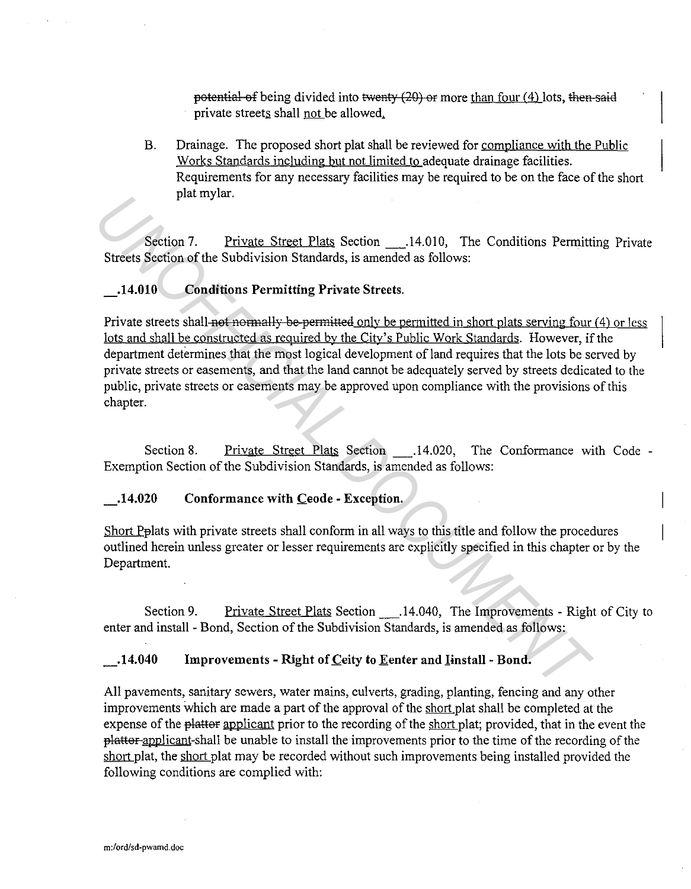~~potential of~~ being divided into ~~twenty (20) or~~ more <u>than four (4)</u> lots, ~~then said~~ private streets shall <u>not</u> be allowed.

B. Drainage. The proposed short plat shall be reviewed for <u>compliance with the Public Works Standards including but not limited to</u> adequate drainage facilities. Requirements for any necessary facilities may be required to be on the face of the short plat mylar.

Section 7. <u>Private Street Plats</u> Section \_\_\_.14.010, The Conditions Permitting Private Streets Section of the Subdivision Standards, is amended as follows:

**\_\_.14.010 Conditions Permitting Private Streets.**

Private streets shall ~~not normally be permitted~~ <u>only be permitted in short plats serving four (4) or less lots and shall be constructed as required by the City's Public Work Standards</u>. However, if the department determines that the most logical development of land requires that the lots be served by private streets or easements, and that the land cannot be adequately served by streets dedicated to the public, private streets or easements may be approved upon compliance with the provisions of this chapter.

Section 8. <u>Private Street Plats</u> Section \_\_\_.14.020, The Conformance with Code - Exemption Section of the Subdivision Standards, is amended as follows:

**\_\_.14.020 Conformance with <u>C</u>~~c~~ode - Exception.**

<u>Short P</u>~~p~~lats with private streets shall conform in all ways to this title and follow the procedures outlined herein unless greater or lesser requirements are explicitly specified in this chapter or by the Department.

Section 9. <u>Private Street Plats</u> Section \_\_\_.14.040, The Improvements - Right of City to enter and install - Bond, Section of the Subdivision Standards, is amended as follows:

**\_\_.14.040 Improvements - Right of <u>C</u>~~c~~ity to <u>E</u>~~e~~nter and <u>I</u>~~i~~nstall - Bond.**

All pavements, sanitary sewers, water mains, culverts, grading, planting, fencing and any other improvements which are made a part of the approval of the <u>short</u> plat shall be completed at the expense of the ~~platter~~ <u>applicant</u> prior to the recording of the <u>short</u> plat; provided, that in the event the ~~platter~~ <u>applicant</u> shall be unable to install the improvements prior to the time of the recording of the <u>short</u> plat, the <u>short</u> plat may be recorded without such improvements being installed provided the following conditions are complied with: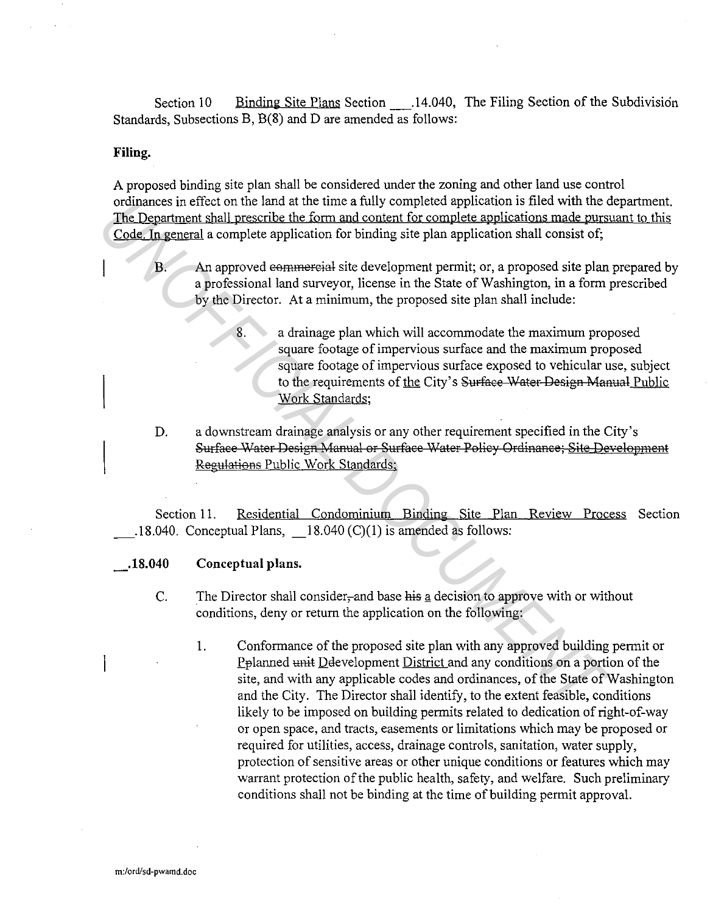Section 10 Binding Site Plans Section ___.14.040, The Filing Section of the Subdivision Standards, Subsections B, B(8) and D are amended as follows:

**Filing.**

A proposed binding site plan shall be considered under the zoning and other land use control ordinances in effect on the land at the time a fully completed application is filed with the department. The Department shall prescribe the form and content for complete applications made pursuant to this Code. In general a complete application for binding site plan application shall consist of;

B. An approved ~~commercial~~ site development permit; or, a proposed site plan prepared by a professional land surveyor, license in the State of Washington, in a form prescribed by the Director. At a minimum, the proposed site plan shall include:

   8. a drainage plan which will accommodate the maximum proposed square footage of impervious surface and the maximum proposed square footage of impervious surface exposed to vehicular use, subject to the requirements of the City's ~~Surface Water Design Manual~~ Public Work Standards;

D. a downstream drainage analysis or any other requirement specified in the City's ~~Surface Water Design Manual or Surface Water Policy Ordinance; Site Development Regulations~~ Public Work Standards;

Section 11. Residential Condominium Binding Site Plan Review Process Section ___.18.040. Conceptual Plans, __18.040 (C)(1) is amended as follows:

**__.18.040 Conceptual plans.**

C. The Director shall consider~~,~~ and base ~~his~~ a decision to approve with or without conditions, deny or return the application on the following:

   1. Conformance of the proposed site plan with any approved building permit or ~~P~~planned ~~unit~~ ~~D~~development District and any conditions on a portion of the site, and with any applicable codes and ordinances, of the State of Washington and the City. The Director shall identify, to the extent feasible, conditions likely to be imposed on building permits related to dedication of right-of-way or open space, and tracts, easements or limitations which may be proposed or required for utilities, access, drainage controls, sanitation, water supply, protection of sensitive areas or other unique conditions or features which may warrant protection of the public health, safety, and welfare. Such preliminary conditions shall not be binding at the time of building permit approval.

m:/ord/sd-pwamd.doc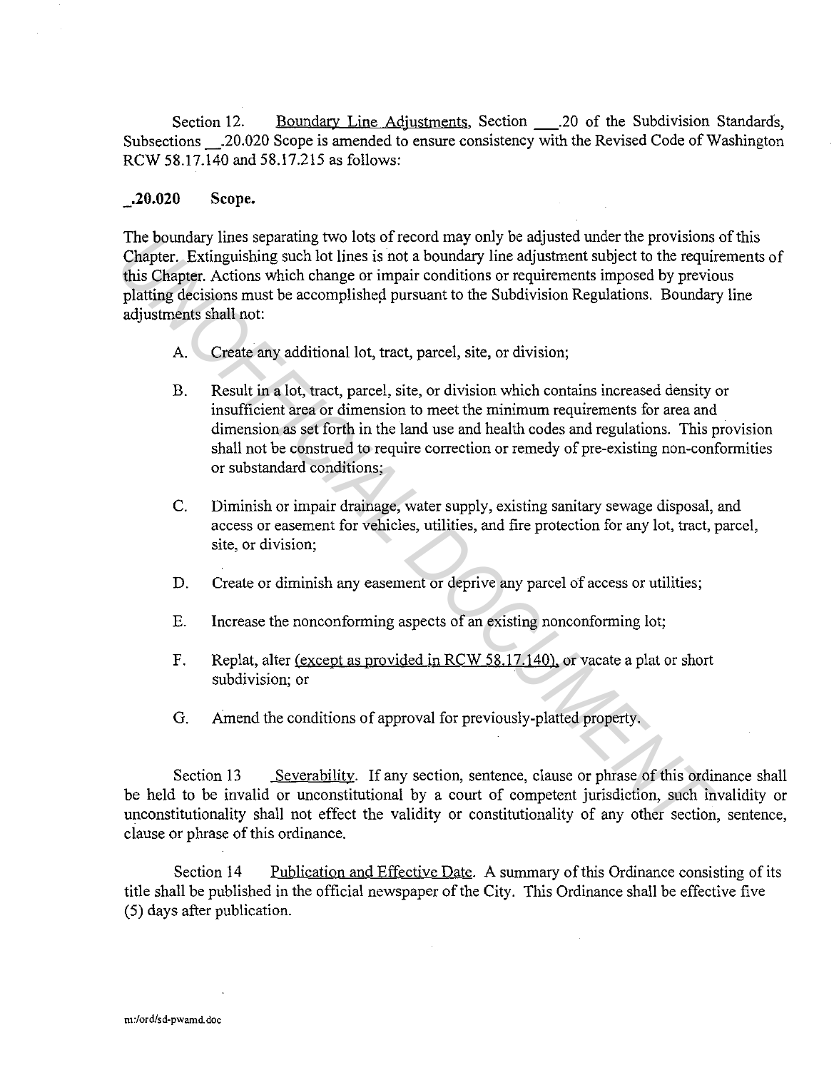Section 12. Boundary Line Adjustments, Section \_\_\_.20 of the Subdivision Standards, Subsections \_\_.20.020 Scope is amended to ensure consistency with the Revised Code of Washington RCW 58.17.140 and 58.17.215 as follows:

**\_.20.020 Scope.**

The boundary lines separating two lots of record may only be adjusted under the provisions of this Chapter. Extinguishing such lot lines is not a boundary line adjustment subject to the requirements of this Chapter. Actions which change or impair conditions or requirements imposed by previous platting decisions must be accomplished pursuant to the Subdivision Regulations. Boundary line adjustments shall not:

A. Create any additional lot, tract, parcel, site, or division;

B. Result in a lot, tract, parcel, site, or division which contains increased density or insufficient area or dimension to meet the minimum requirements for area and dimension as set forth in the land use and health codes and regulations. This provision shall not be construed to require correction or remedy of pre-existing non-conformities or substandard conditions;

C. Diminish or impair drainage, water supply, existing sanitary sewage disposal, and access or easement for vehicles, utilities, and fire protection for any lot, tract, parcel, site, or division;

D. Create or diminish any easement or deprive any parcel of access or utilities;

E. Increase the nonconforming aspects of an existing nonconforming lot;

F. Replat, alter (except as provided in RCW 58.17.140), or vacate a plat or short subdivision; or

G. Amend the conditions of approval for previously-platted property.

Section 13 Severability. If any section, sentence, clause or phrase of this ordinance shall be held to be invalid or unconstitutional by a court of competent jurisdiction, such invalidity or unconstitutionality shall not effect the validity or constitutionality of any other section, sentence, clause or phrase of this ordinance.

Section 14 Publication and Effective Date. A summary of this Ordinance consisting of its title shall be published in the official newspaper of the City. This Ordinance shall be effective five (5) days after publication.

m:/ord/sd-pwamd.doc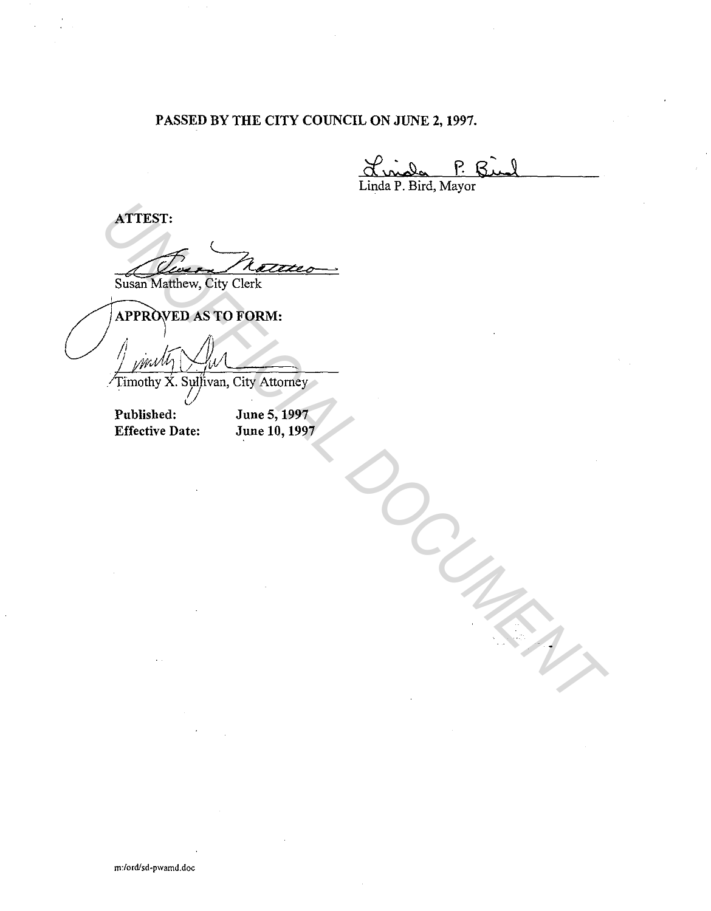**PASSED BY THE CITY COUNCIL ON JUNE 2, 1997.**

Linda P. Bird, Mayor

**ATTEST:**

Susan Matthew, City Clerk

**APPROVED AS TO FORM:**

Timothy X. Sullivan, City Attorney

**Published:** **June 5, 1997**
**Effective Date:** **June 10, 1997**

UNOFFICIAL DOCUMENT

m:/ord/sd-pwamd.doc